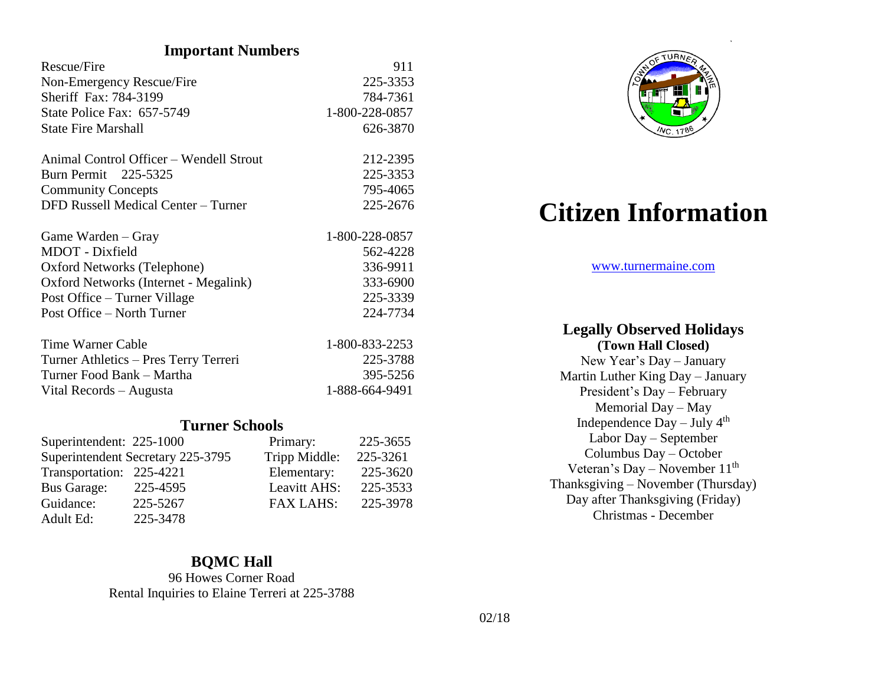## Important Numbers

| | |
|---|---|
| Rescue/Fire | 911 |
| Non-Emergency Rescue/Fire | 225-3353 |
| Sheriff Fax: 784-3199 | 784-7361 |
| State Police Fax: 657-5749 | 1-800-228-0857 |
| State Fire Marshall | 626-3870 |
| Animal Control Officer – Wendell Strout | 212-2395 |
| Burn Permit 225-5325 | 225-3353 |
| Community Concepts | 795-4065 |
| DFD Russell Medical Center – Turner | 225-2676 |
| Game Warden – Gray | 1-800-228-0857 |
| MDOT - Dixfield | 562-4228 |
| Oxford Networks (Telephone) | 336-9911 |
| Oxford Networks (Internet - Megalink) | 333-6900 |
| Post Office – Turner Village | 225-3339 |
| Post Office – North Turner | 224-7734 |
| Time Warner Cable | 1-800-833-2253 |
| Turner Athletics – Pres Terry Terreri | 225-3788 |
| Turner Food Bank – Martha | 395-5256 |
| Vital Records – Augusta | 1-888-664-9491 |

## Turner Schools

| | | | |
|---|---|---|---|
| Superintendent: | 225-1000 | Primary: | 225-3655 |
| Superintendent Secretary | 225-3795 | Tripp Middle: | 225-3261 |
| Transportation: | 225-4221 | Elementary: | 225-3620 |
| Bus Garage: | 225-4595 | Leavitt AHS: | 225-3533 |
| Guidance: | 225-5267 | FAX LAHS: | 225-3978 |
| Adult Ed: | 225-3478 | | |

## BQMC Hall

96 Howes Corner Road
Rental Inquiries to Elaine Terreri at 225-3788

# Citizen Information

www.turnermaine.com

## Legally Observed Holidays

**(Town Hall Closed)**

New Year's Day – January
Martin Luther King Day – January
President's Day – February
Memorial Day – May
Independence Day – July 4th
Labor Day – September
Columbus Day – October
Veteran's Day – November 11th
Thanksgiving – November (Thursday)
Day after Thanksgiving (Friday)
Christmas - December

02/18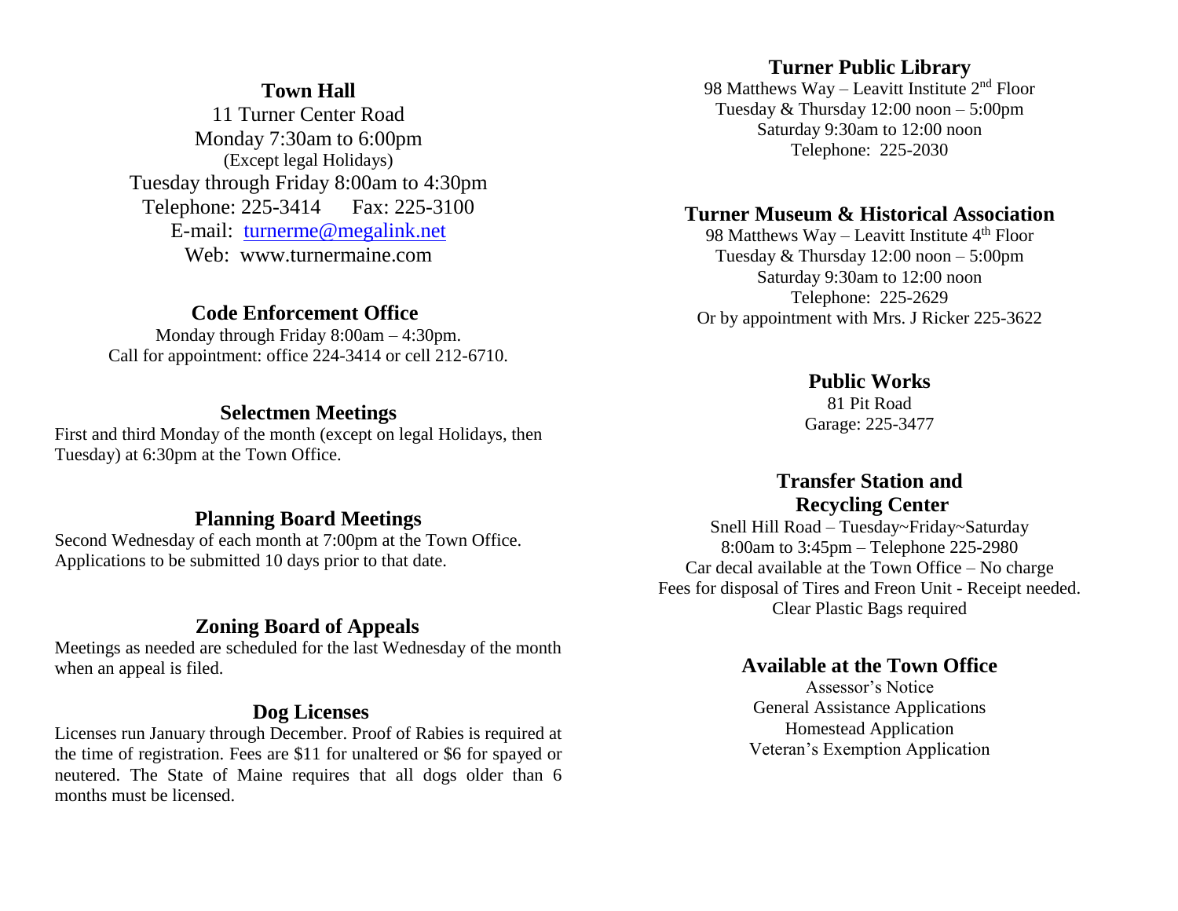## Town Hall

11 Turner Center Road
Monday 7:30am to 6:00pm
(Except legal Holidays)
Tuesday through Friday 8:00am to 4:30pm
Telephone: 225-3414 Fax: 225-3100
E-mail: turnerme@megalink.net
Web: www.turnermaine.com

## Code Enforcement Office

Monday through Friday 8:00am – 4:30pm.
Call for appointment: office 224-3414 or cell 212-6710.

## Selectmen Meetings

First and third Monday of the month (except on legal Holidays, then Tuesday) at 6:30pm at the Town Office.

## Planning Board Meetings

Second Wednesday of each month at 7:00pm at the Town Office. Applications to be submitted 10 days prior to that date.

## Zoning Board of Appeals

Meetings as needed are scheduled for the last Wednesday of the month when an appeal is filed.

## Dog Licenses

Licenses run January through December. Proof of Rabies is required at the time of registration. Fees are $11 for unaltered or $6 for spayed or neutered. The State of Maine requires that all dogs older than 6 months must be licensed.

## Turner Public Library

98 Matthews Way – Leavitt Institute 2nd Floor
Tuesday & Thursday 12:00 noon – 5:00pm
Saturday 9:30am to 12:00 noon
Telephone: 225-2030

## Turner Museum & Historical Association

98 Matthews Way – Leavitt Institute 4th Floor
Tuesday & Thursday 12:00 noon – 5:00pm
Saturday 9:30am to 12:00 noon
Telephone: 225-2629
Or by appointment with Mrs. J Ricker 225-3622

## Public Works

81 Pit Road
Garage: 225-3477

## Transfer Station and Recycling Center

Snell Hill Road – Tuesday~Friday~Saturday
8:00am to 3:45pm – Telephone 225-2980
Car decal available at the Town Office – No charge
Fees for disposal of Tires and Freon Unit - Receipt needed.
Clear Plastic Bags required

## Available at the Town Office

Assessor's Notice
General Assistance Applications
Homestead Application
Veteran's Exemption Application